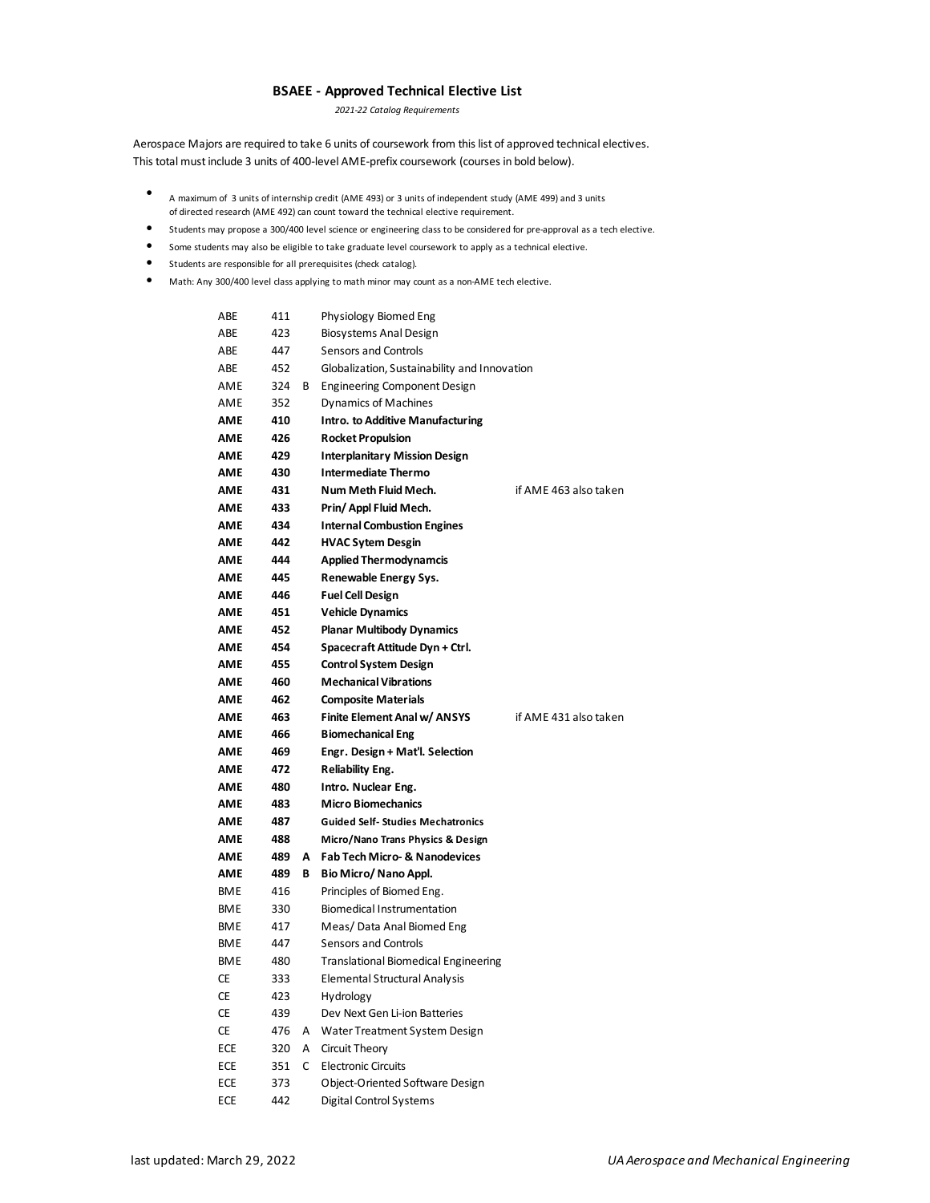## BSAEE - Approved Technical Elective List

*2021-22 Catalog Requirements*

Aerospace Majors are required to take 6 units of coursework from this list of approved technical electives. This total must include 3 units of 400-level AME-prefix coursework (courses in bold below).

- A maximum of 3 units of internship credit (AME 493) or 3 units of independent study (AME 499) and 3 units of directed research (AME 492) can count toward the technical elective requirement.
- Students may propose a 300/400 level science or engineering class to be considered for pre-approval as a tech elective.
- Some students may also be eligible to take graduate level coursework to apply as a technical elective.
- Students are responsible for all prerequisites (check catalog).
- Math: Any 300/400 level class applying to math minor may count as a non-AME tech elective.

| Prefix | Number | Section | Course Title | Note |
|---|---|---|---|---|
| ABE | 411 | | Physiology Biomed Eng | |
| ABE | 423 | | Biosystems Anal Design | |
| ABE | 447 | | Sensors and Controls | |
| ABE | 452 | | Globalization, Sustainability and Innovation | |
| AME | 324 | B | Engineering Component Design | |
| AME | 352 | | Dynamics of Machines | |
| **AME** | **410** | | **Intro. to Additive Manufacturing** | |
| **AME** | **426** | | **Rocket Propulsion** | |
| **AME** | **429** | | **Interplanitary Mission Design** | |
| **AME** | **430** | | **Intermediate Thermo** | |
| **AME** | **431** | | **Num Meth Fluid Mech.** | if AME 463 also taken |
| **AME** | **433** | | **Prin/ Appl Fluid Mech.** | |
| **AME** | **434** | | **Internal Combustion Engines** | |
| **AME** | **442** | | **HVAC Sytem Desgin** | |
| **AME** | **444** | | **Applied Thermodynamcis** | |
| **AME** | **445** | | **Renewable Energy Sys.** | |
| **AME** | **446** | | **Fuel Cell Design** | |
| **AME** | **451** | | **Vehicle Dynamics** | |
| **AME** | **452** | | **Planar Multibody Dynamics** | |
| **AME** | **454** | | **Spacecraft Attitude Dyn + Ctrl.** | |
| **AME** | **455** | | **Control System Design** | |
| **AME** | **460** | | **Mechanical Vibrations** | |
| **AME** | **462** | | **Composite Materials** | |
| **AME** | **463** | | **Finite Element Anal w/ ANSYS** | if AME 431 also taken |
| **AME** | **466** | | **Biomechanical Eng** | |
| **AME** | **469** | | **Engr. Design + Mat'l. Selection** | |
| **AME** | **472** | | **Reliability Eng.** | |
| **AME** | **480** | | **Intro. Nuclear Eng.** | |
| **AME** | **483** | | **Micro Biomechanics** | |
| **AME** | **487** | | **Guided Self- Studies Mechatronics** | |
| **AME** | **488** | | **Micro/Nano Trans Physics & Design** | |
| **AME** | **489** | **A** | **Fab Tech Micro- & Nanodevices** | |
| **AME** | **489** | **B** | **Bio Micro/ Nano Appl.** | |
| BME | 416 | | Principles of Biomed Eng. | |
| BME | 330 | | Biomedical Instrumentation | |
| BME | 417 | | Meas/ Data Anal Biomed Eng | |
| BME | 447 | | Sensors and Controls | |
| BME | 480 | | Translational Biomedical Engineering | |
| CE | 333 | | Elemental Structural Analysis | |
| CE | 423 | | Hydrology | |
| CE | 439 | | Dev Next Gen Li-ion Batteries | |
| CE | 476 | A | Water Treatment System Design | |
| ECE | 320 | A | Circuit Theory | |
| ECE | 351 | C | Electronic Circuits | |
| ECE | 373 | | Object-Oriented Software Design | |
| ECE | 442 | | Digital Control Systems | |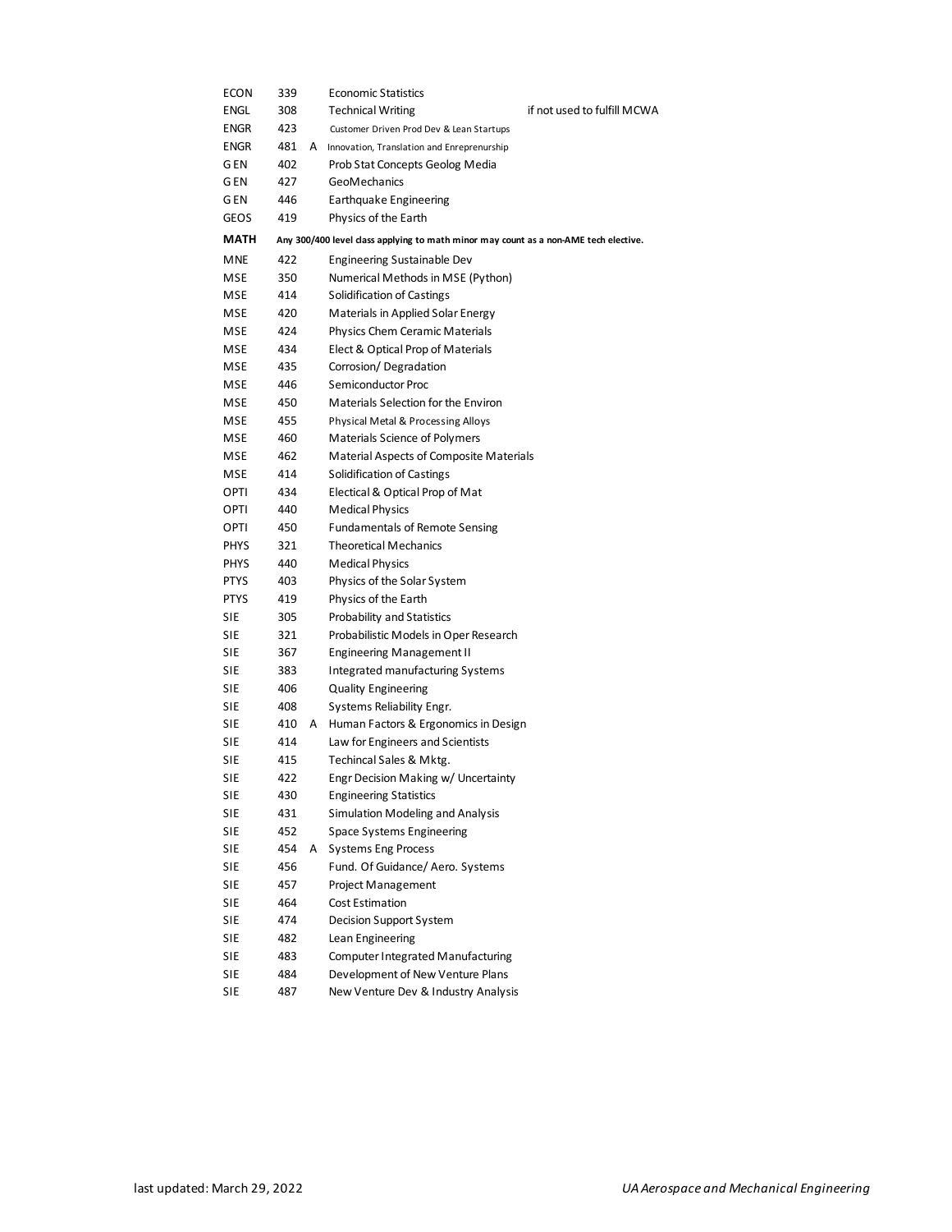| | | | | |
|---|---|---|---|---|
| ECON | 339 | | Economic Statistics | |
| ENGL | 308 | | Technical Writing | if not used to fulfill MCWA |
| ENGR | 423 | | Customer Driven Prod Dev & Lean Startups | |
| ENGR | 481 | A | Innovation, Translation and Enreprenurship | |
| G EN | 402 | | Prob Stat Concepts Geolog Media | |
| G EN | 427 | | GeoMechanics | |
| G EN | 446 | | Earthquake Engineering | |
| GEOS | 419 | | Physics of the Earth | |
| **MATH** | **Any 300/400 level class applying to math minor may count as a non-AME tech elective.** | | | |
| MNE | 422 | | Engineering Sustainable Dev | |
| MSE | 350 | | Numerical Methods in MSE (Python) | |
| MSE | 414 | | Solidification of Castings | |
| MSE | 420 | | Materials in Applied Solar Energy | |
| MSE | 424 | | Physics Chem Ceramic Materials | |
| MSE | 434 | | Elect & Optical Prop of Materials | |
| MSE | 435 | | Corrosion/ Degradation | |
| MSE | 446 | | Semiconductor Proc | |
| MSE | 450 | | Materials Selection for the Environ | |
| MSE | 455 | | Physical Metal & Processing Alloys | |
| MSE | 460 | | Materials Science of Polymers | |
| MSE | 462 | | Material Aspects of Composite Materials | |
| MSE | 414 | | Solidification of Castings | |
| OPTI | 434 | | Electical & Optical Prop of Mat | |
| OPTI | 440 | | Medical Physics | |
| OPTI | 450 | | Fundamentals of Remote Sensing | |
| PHYS | 321 | | Theoretical Mechanics | |
| PHYS | 440 | | Medical Physics | |
| PTYS | 403 | | Physics of the Solar System | |
| PTYS | 419 | | Physics of the Earth | |
| SIE | 305 | | Probability and Statistics | |
| SIE | 321 | | Probabilistic Models in Oper Research | |
| SIE | 367 | | Engineering Management II | |
| SIE | 383 | | Integrated manufacturing Systems | |
| SIE | 406 | | Quality Engineering | |
| SIE | 408 | | Systems Reliability Engr. | |
| SIE | 410 | A | Human Factors & Ergonomics in Design | |
| SIE | 414 | | Law for Engineers and Scientists | |
| SIE | 415 | | Techincal Sales & Mktg. | |
| SIE | 422 | | Engr Decision Making w/ Uncertainty | |
| SIE | 430 | | Engineering Statistics | |
| SIE | 431 | | Simulation Modeling and Analysis | |
| SIE | 452 | | Space Systems Engineering | |
| SIE | 454 | A | Systems Eng Process | |
| SIE | 456 | | Fund. Of Guidance/ Aero. Systems | |
| SIE | 457 | | Project Management | |
| SIE | 464 | | Cost Estimation | |
| SIE | 474 | | Decision Support System | |
| SIE | 482 | | Lean Engineering | |
| SIE | 483 | | Computer Integrated Manufacturing | |
| SIE | 484 | | Development of New Venture Plans | |
| SIE | 487 | | New Venture Dev & Industry Analysis | |

last updated: March 29, 2022

*UA Aerospace and Mechanical Engineering*